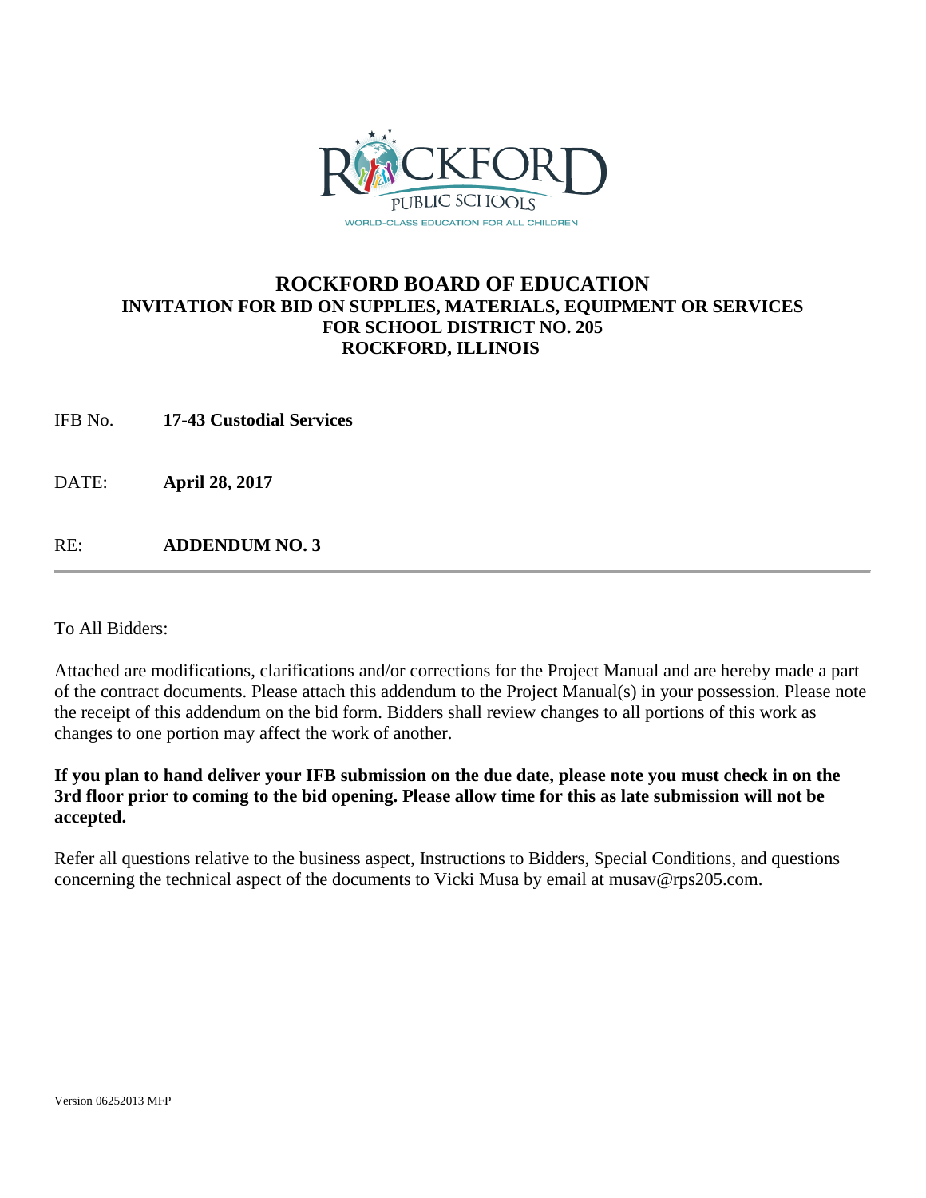ROCKFORD PUBLIC SCHOOLS
WORLD-CLASS EDUCATION FOR ALL CHILDREN

# ROCKFORD BOARD OF EDUCATION

## INVITATION FOR BID ON SUPPLIES, MATERIALS, EQUIPMENT OR SERVICES FOR SCHOOL DISTRICT NO. 205 ROCKFORD, ILLINOIS

IFB No. **17-43 Custodial Services**

DATE: **April 28, 2017**

RE: **ADDENDUM NO. 3**

---

To All Bidders:

Attached are modifications, clarifications and/or corrections for the Project Manual and are hereby made a part of the contract documents. Please attach this addendum to the Project Manual(s) in your possession. Please note the receipt of this addendum on the bid form. Bidders shall review changes to all portions of this work as changes to one portion may affect the work of another.

**If you plan to hand deliver your IFB submission on the due date, please note you must check in on the 3rd floor prior to coming to the bid opening. Please allow time for this as late submission will not be accepted.**

Refer all questions relative to the business aspect, Instructions to Bidders, Special Conditions, and questions concerning the technical aspect of the documents to Vicki Musa by email at musav@rps205.com.

Version 06252013 MFP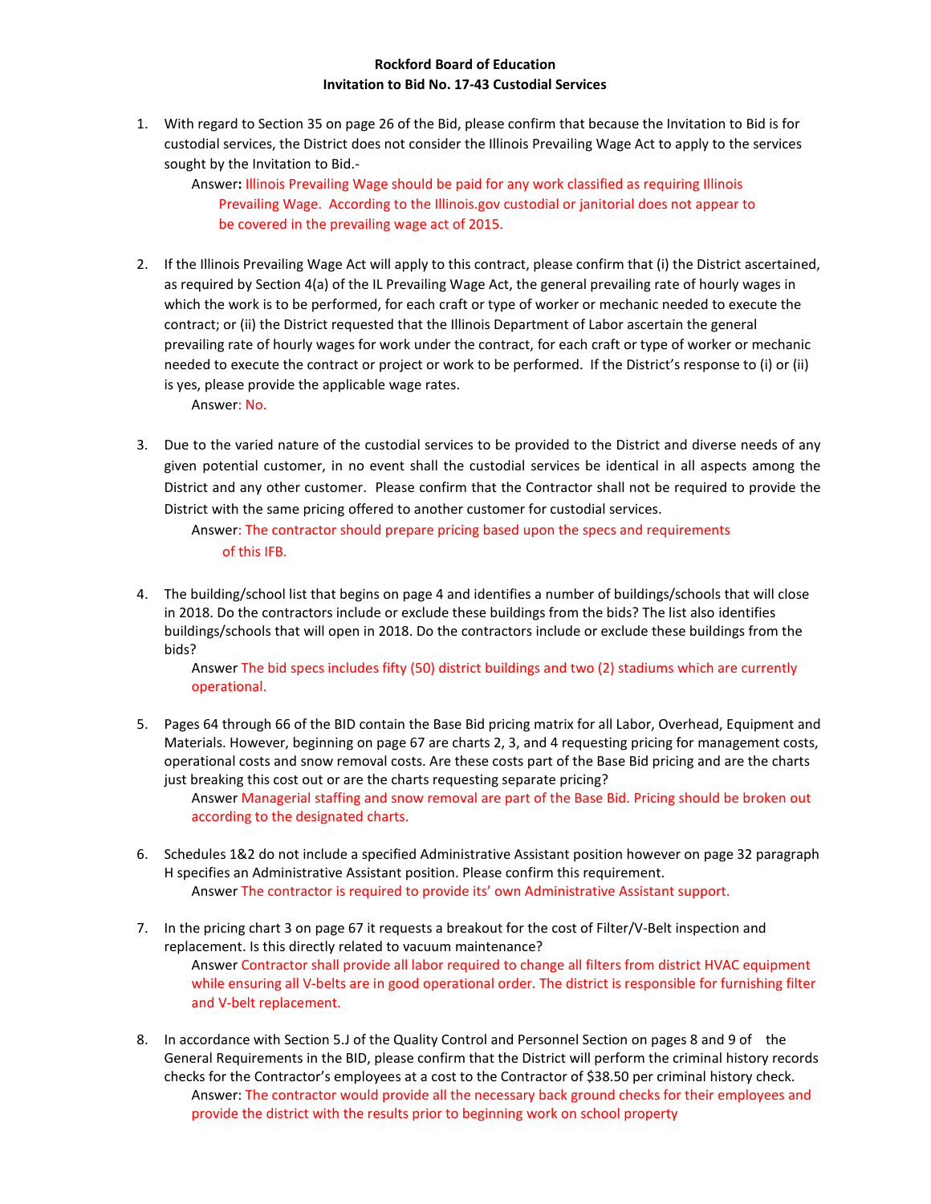**Rockford Board of Education**
**Invitation to Bid No. 17-43 Custodial Services**

1. With regard to Section 35 on page 26 of the Bid, please confirm that because the Invitation to Bid is for custodial services, the District does not consider the Illinois Prevailing Wage Act to apply to the services sought by the Invitation to Bid.-

   Answer**:** Illinois Prevailing Wage should be paid for any work classified as requiring Illinois Prevailing Wage. According to the Illinois.gov custodial or janitorial does not appear to be covered in the prevailing wage act of 2015.

2. If the Illinois Prevailing Wage Act will apply to this contract, please confirm that (i) the District ascertained, as required by Section 4(a) of the IL Prevailing Wage Act, the general prevailing rate of hourly wages in which the work is to be performed, for each craft or type of worker or mechanic needed to execute the contract; or (ii) the District requested that the Illinois Department of Labor ascertain the general prevailing rate of hourly wages for work under the contract, for each craft or type of worker or mechanic needed to execute the contract or project or work to be performed. If the District's response to (i) or (ii) is yes, please provide the applicable wage rates.

   Answer: No.

3. Due to the varied nature of the custodial services to be provided to the District and diverse needs of any given potential customer, in no event shall the custodial services be identical in all aspects among the District and any other customer. Please confirm that the Contractor shall not be required to provide the District with the same pricing offered to another customer for custodial services.

   Answer: The contractor should prepare pricing based upon the specs and requirements of this IFB.

4. The building/school list that begins on page 4 and identifies a number of buildings/schools that will close in 2018. Do the contractors include or exclude these buildings from the bids? The list also identifies buildings/schools that will open in 2018. Do the contractors include or exclude these buildings from the bids?

   Answer The bid specs includes fifty (50) district buildings and two (2) stadiums which are currently operational.

5. Pages 64 through 66 of the BID contain the Base Bid pricing matrix for all Labor, Overhead, Equipment and Materials. However, beginning on page 67 are charts 2, 3, and 4 requesting pricing for management costs, operational costs and snow removal costs. Are these costs part of the Base Bid pricing and are the charts just breaking this cost out or are the charts requesting separate pricing?

   Answer Managerial staffing and snow removal are part of the Base Bid. Pricing should be broken out according to the designated charts.

6. Schedules 1&2 do not include a specified Administrative Assistant position however on page 32 paragraph H specifies an Administrative Assistant position. Please confirm this requirement.

   Answer The contractor is required to provide its' own Administrative Assistant support.

7. In the pricing chart 3 on page 67 it requests a breakout for the cost of Filter/V-Belt inspection and replacement. Is this directly related to vacuum maintenance?

   Answer Contractor shall provide all labor required to change all filters from district HVAC equipment while ensuring all V-belts are in good operational order. The district is responsible for furnishing filter and V-belt replacement.

8. In accordance with Section 5.J of the Quality Control and Personnel Section on pages 8 and 9 of the General Requirements in the BID, please confirm that the District will perform the criminal history records checks for the Contractor's employees at a cost to the Contractor of $38.50 per criminal history check.

   Answer: The contractor would provide all the necessary back ground checks for their employees and provide the district with the results prior to beginning work on school property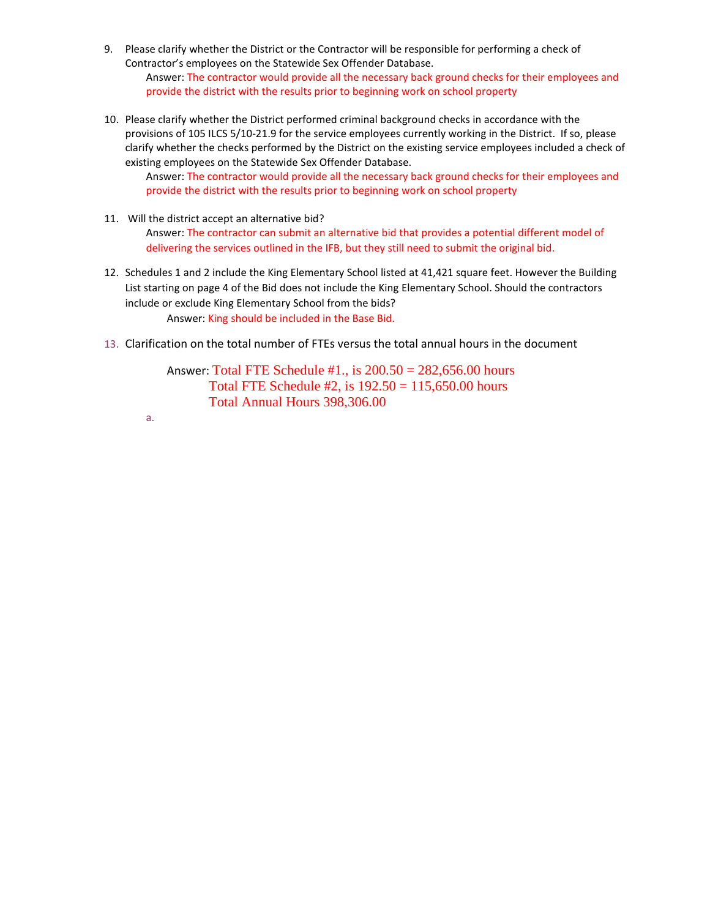9. Please clarify whether the District or the Contractor will be responsible for performing a check of Contractor's employees on the Statewide Sex Offender Database.

   Answer: The contractor would provide all the necessary back ground checks for their employees and provide the district with the results prior to beginning work on school property

10. Please clarify whether the District performed criminal background checks in accordance with the provisions of 105 ILCS 5/10-21.9 for the service employees currently working in the District. If so, please clarify whether the checks performed by the District on the existing service employees included a check of existing employees on the Statewide Sex Offender Database.

    Answer: The contractor would provide all the necessary back ground checks for their employees and provide the district with the results prior to beginning work on school property

11. Will the district accept an alternative bid?

    Answer: The contractor can submit an alternative bid that provides a potential different model of delivering the services outlined in the IFB, but they still need to submit the original bid.

12. Schedules 1 and 2 include the King Elementary School listed at 41,421 square feet. However the Building List starting on page 4 of the Bid does not include the King Elementary School. Should the contractors include or exclude King Elementary School from the bids?

    Answer: King should be included in the Base Bid.

13. Clarification on the total number of FTEs versus the total annual hours in the document

    Answer: Total FTE Schedule #1., is 200.50 = 282,656.00 hours
    Total FTE Schedule #2, is 192.50 = 115,650.00 hours
    Total Annual Hours 398,306.00

    a.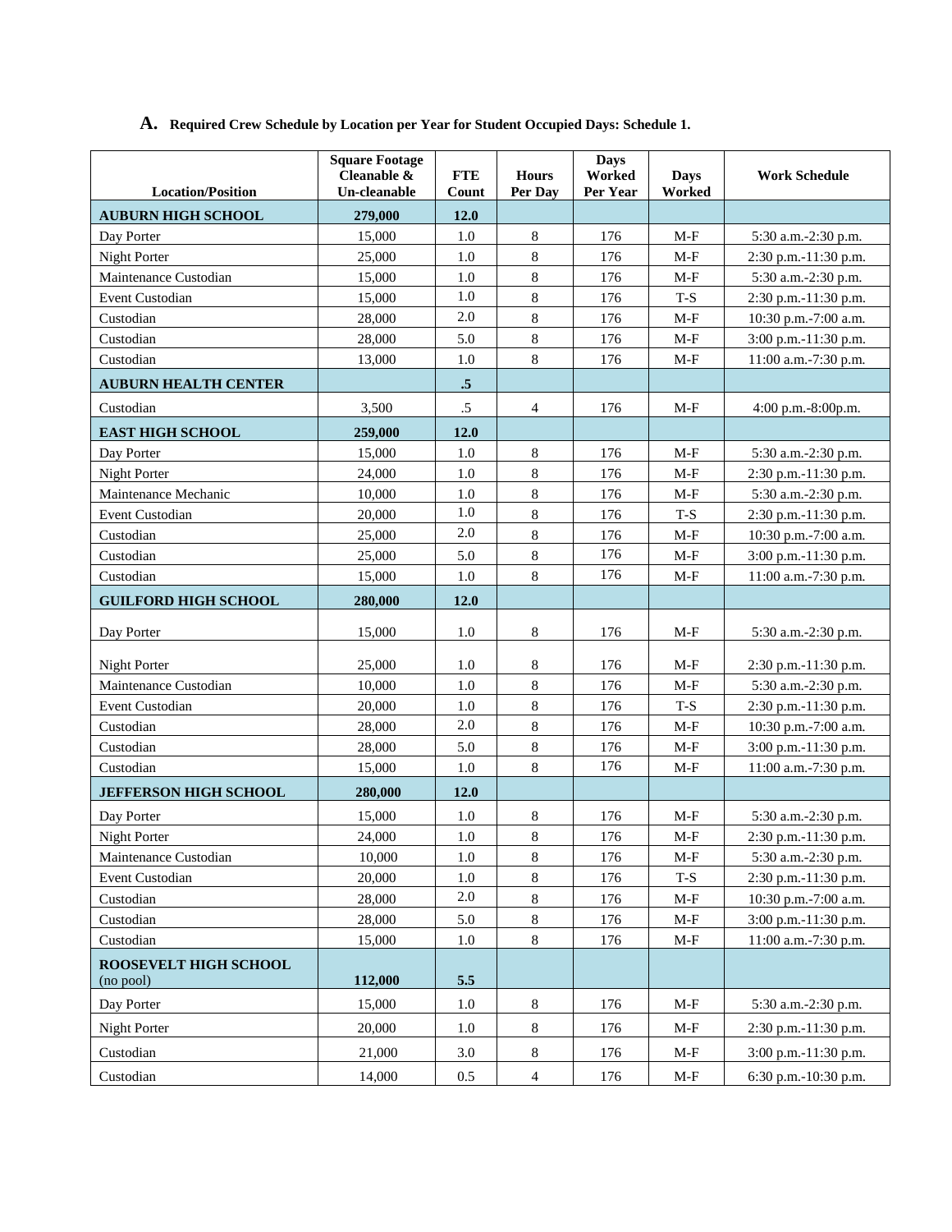## A. Required Crew Schedule by Location per Year for Student Occupied Days: Schedule 1.

| Location/Position | Square Footage Cleanable & Un-cleanable | FTE Count | Hours Per Day | Days Worked Per Year | Days Worked | Work Schedule |
|---|---|---|---|---|---|---|
| **AUBURN HIGH SCHOOL** | **279,000** | **12.0** | | | | |
| Day Porter | 15,000 | 1.0 | 8 | 176 | M-F | 5:30 a.m.-2:30 p.m. |
| Night Porter | 25,000 | 1.0 | 8 | 176 | M-F | 2:30 p.m.-11:30 p.m. |
| Maintenance Custodian | 15,000 | 1.0 | 8 | 176 | M-F | 5:30 a.m.-2:30 p.m. |
| Event Custodian | 15,000 | 1.0 | 8 | 176 | T-S | 2:30 p.m.-11:30 p.m. |
| Custodian | 28,000 | 2.0 | 8 | 176 | M-F | 10:30 p.m.-7:00 a.m. |
| Custodian | 28,000 | 5.0 | 8 | 176 | M-F | 3:00 p.m.-11:30 p.m. |
| Custodian | 13,000 | 1.0 | 8 | 176 | M-F | 11:00 a.m.-7:30 p.m. |
| **AUBURN HEALTH CENTER** | | **.5** | | | | |
| Custodian | 3,500 | .5 | 4 | 176 | M-F | 4:00 p.m.-8:00p.m. |
| **EAST HIGH SCHOOL** | **259,000** | **12.0** | | | | |
| Day Porter | 15,000 | 1.0 | 8 | 176 | M-F | 5:30 a.m.-2:30 p.m. |
| Night Porter | 24,000 | 1.0 | 8 | 176 | M-F | 2:30 p.m.-11:30 p.m. |
| Maintenance Mechanic | 10,000 | 1.0 | 8 | 176 | M-F | 5:30 a.m.-2:30 p.m. |
| Event Custodian | 20,000 | 1.0 | 8 | 176 | T-S | 2:30 p.m.-11:30 p.m. |
| Custodian | 25,000 | 2.0 | 8 | 176 | M-F | 10:30 p.m.-7:00 a.m. |
| Custodian | 25,000 | 5.0 | 8 | 176 | M-F | 3:00 p.m.-11:30 p.m. |
| Custodian | 15,000 | 1.0 | 8 | 176 | M-F | 11:00 a.m.-7:30 p.m. |
| **GUILFORD HIGH SCHOOL** | **280,000** | **12.0** | | | | |
| Day Porter | 15,000 | 1.0 | 8 | 176 | M-F | 5:30 a.m.-2:30 p.m. |
| Night Porter | 25,000 | 1.0 | 8 | 176 | M-F | 2:30 p.m.-11:30 p.m. |
| Maintenance Custodian | 10,000 | 1.0 | 8 | 176 | M-F | 5:30 a.m.-2:30 p.m. |
| Event Custodian | 20,000 | 1.0 | 8 | 176 | T-S | 2:30 p.m.-11:30 p.m. |
| Custodian | 28,000 | 2.0 | 8 | 176 | M-F | 10:30 p.m.-7:00 a.m. |
| Custodian | 28,000 | 5.0 | 8 | 176 | M-F | 3:00 p.m.-11:30 p.m. |
| Custodian | 15,000 | 1.0 | 8 | 176 | M-F | 11:00 a.m.-7:30 p.m. |
| **JEFFERSON HIGH SCHOOL** | **280,000** | **12.0** | | | | |
| Day Porter | 15,000 | 1.0 | 8 | 176 | M-F | 5:30 a.m.-2:30 p.m. |
| Night Porter | 24,000 | 1.0 | 8 | 176 | M-F | 2:30 p.m.-11:30 p.m. |
| Maintenance Custodian | 10,000 | 1.0 | 8 | 176 | M-F | 5:30 a.m.-2:30 p.m. |
| Event Custodian | 20,000 | 1.0 | 8 | 176 | T-S | 2:30 p.m.-11:30 p.m. |
| Custodian | 28,000 | 2.0 | 8 | 176 | M-F | 10:30 p.m.-7:00 a.m. |
| Custodian | 28,000 | 5.0 | 8 | 176 | M-F | 3:00 p.m.-11:30 p.m. |
| Custodian | 15,000 | 1.0 | 8 | 176 | M-F | 11:00 a.m.-7:30 p.m. |
| **ROOSEVELT HIGH SCHOOL** (no pool) | **112,000** | **5.5** | | | | |
| Day Porter | 15,000 | 1.0 | 8 | 176 | M-F | 5:30 a.m.-2:30 p.m. |
| Night Porter | 20,000 | 1.0 | 8 | 176 | M-F | 2:30 p.m.-11:30 p.m. |
| Custodian | 21,000 | 3.0 | 8 | 176 | M-F | 3:00 p.m.-11:30 p.m. |
| Custodian | 14,000 | 0.5 | 4 | 176 | M-F | 6:30 p.m.-10:30 p.m. |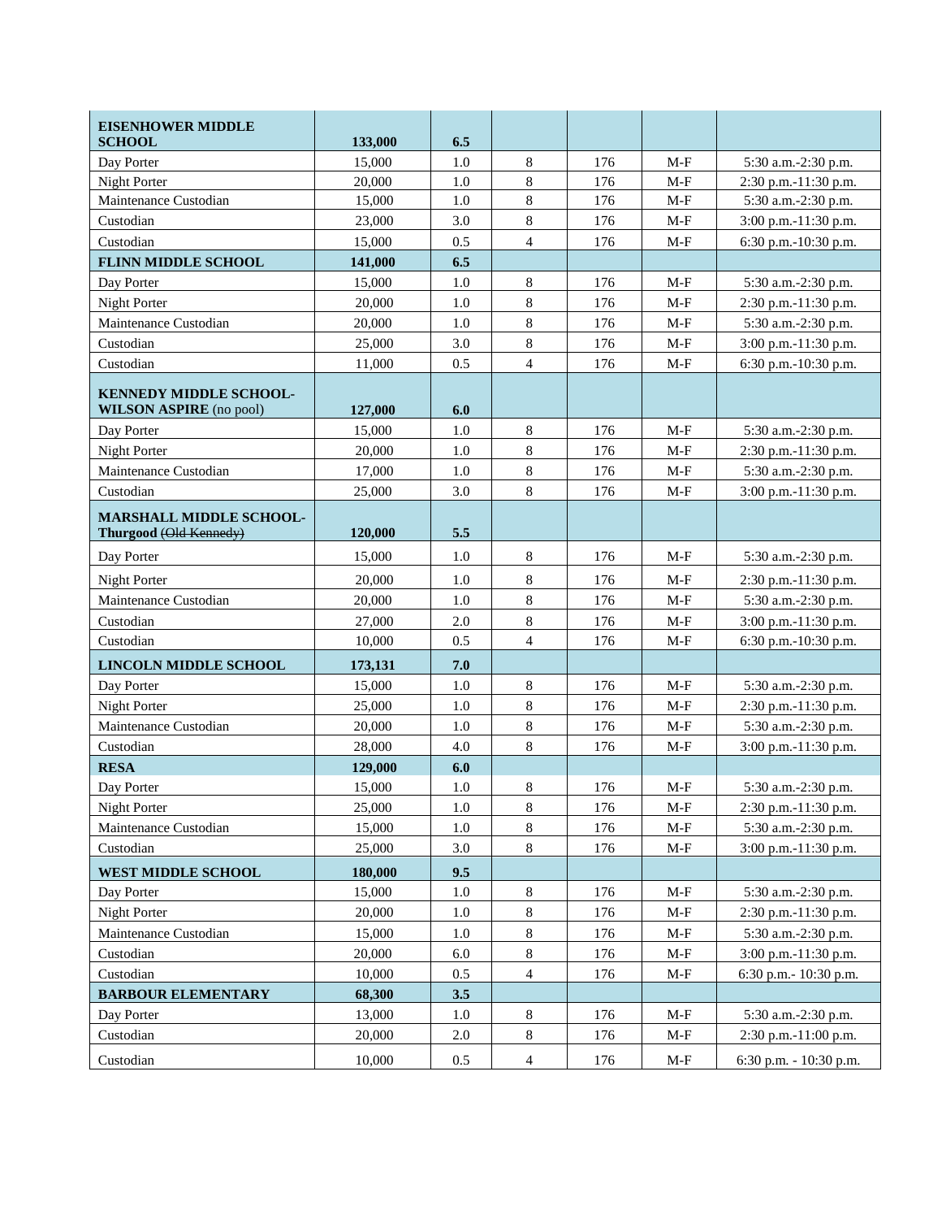| EISENHOWER MIDDLE SCHOOL | 133,000 | 6.5 | | | | |
|---|---|---|---|---|---|---|
| Day Porter | 15,000 | 1.0 | 8 | 176 | M-F | 5:30 a.m.-2:30 p.m. |
| Night Porter | 20,000 | 1.0 | 8 | 176 | M-F | 2:30 p.m.-11:30 p.m. |
| Maintenance Custodian | 15,000 | 1.0 | 8 | 176 | M-F | 5:30 a.m.-2:30 p.m. |
| Custodian | 23,000 | 3.0 | 8 | 176 | M-F | 3:00 p.m.-11:30 p.m. |
| Custodian | 15,000 | 0.5 | 4 | 176 | M-F | 6:30 p.m.-10:30 p.m. |
| **FLINN MIDDLE SCHOOL** | **141,000** | **6.5** | | | | |
| Day Porter | 15,000 | 1.0 | 8 | 176 | M-F | 5:30 a.m.-2:30 p.m. |
| Night Porter | 20,000 | 1.0 | 8 | 176 | M-F | 2:30 p.m.-11:30 p.m. |
| Maintenance Custodian | 20,000 | 1.0 | 8 | 176 | M-F | 5:30 a.m.-2:30 p.m. |
| Custodian | 25,000 | 3.0 | 8 | 176 | M-F | 3:00 p.m.-11:30 p.m. |
| Custodian | 11,000 | 0.5 | 4 | 176 | M-F | 6:30 p.m.-10:30 p.m. |
| **KENNEDY MIDDLE SCHOOL-WILSON ASPIRE** (no pool) | **127,000** | **6.0** | | | | |
| Day Porter | 15,000 | 1.0 | 8 | 176 | M-F | 5:30 a.m.-2:30 p.m. |
| Night Porter | 20,000 | 1.0 | 8 | 176 | M-F | 2:30 p.m.-11:30 p.m. |
| Maintenance Custodian | 17,000 | 1.0 | 8 | 176 | M-F | 5:30 a.m.-2:30 p.m. |
| Custodian | 25,000 | 3.0 | 8 | 176 | M-F | 3:00 p.m.-11:30 p.m. |
| **MARSHALL MIDDLE SCHOOL-Thurgood** ~~(Old Kennedy)~~ | **120,000** | **5.5** | | | | |
| Day Porter | 15,000 | 1.0 | 8 | 176 | M-F | 5:30 a.m.-2:30 p.m. |
| Night Porter | 20,000 | 1.0 | 8 | 176 | M-F | 2:30 p.m.-11:30 p.m. |
| Maintenance Custodian | 20,000 | 1.0 | 8 | 176 | M-F | 5:30 a.m.-2:30 p.m. |
| Custodian | 27,000 | 2.0 | 8 | 176 | M-F | 3:00 p.m.-11:30 p.m. |
| Custodian | 10,000 | 0.5 | 4 | 176 | M-F | 6:30 p.m.-10:30 p.m. |
| **LINCOLN MIDDLE SCHOOL** | **173,131** | **7.0** | | | | |
| Day Porter | 15,000 | 1.0 | 8 | 176 | M-F | 5:30 a.m.-2:30 p.m. |
| Night Porter | 25,000 | 1.0 | 8 | 176 | M-F | 2:30 p.m.-11:30 p.m. |
| Maintenance Custodian | 20,000 | 1.0 | 8 | 176 | M-F | 5:30 a.m.-2:30 p.m. |
| Custodian | 28,000 | 4.0 | 8 | 176 | M-F | 3:00 p.m.-11:30 p.m. |
| **RESA** | **129,000** | **6.0** | | | | |
| Day Porter | 15,000 | 1.0 | 8 | 176 | M-F | 5:30 a.m.-2:30 p.m. |
| Night Porter | 25,000 | 1.0 | 8 | 176 | M-F | 2:30 p.m.-11:30 p.m. |
| Maintenance Custodian | 15,000 | 1.0 | 8 | 176 | M-F | 5:30 a.m.-2:30 p.m. |
| Custodian | 25,000 | 3.0 | 8 | 176 | M-F | 3:00 p.m.-11:30 p.m. |
| **WEST MIDDLE SCHOOL** | **180,000** | **9.5** | | | | |
| Day Porter | 15,000 | 1.0 | 8 | 176 | M-F | 5:30 a.m.-2:30 p.m. |
| Night Porter | 20,000 | 1.0 | 8 | 176 | M-F | 2:30 p.m.-11:30 p.m. |
| Maintenance Custodian | 15,000 | 1.0 | 8 | 176 | M-F | 5:30 a.m.-2:30 p.m. |
| Custodian | 20,000 | 6.0 | 8 | 176 | M-F | 3:00 p.m.-11:30 p.m. |
| Custodian | 10,000 | 0.5 | 4 | 176 | M-F | 6:30 p.m.- 10:30 p.m. |
| **BARBOUR ELEMENTARY** | **68,300** | **3.5** | | | | |
| Day Porter | 13,000 | 1.0 | 8 | 176 | M-F | 5:30 a.m.-2:30 p.m. |
| Custodian | 20,000 | 2.0 | 8 | 176 | M-F | 2:30 p.m.-11:00 p.m. |
| Custodian | 10,000 | 0.5 | 4 | 176 | M-F | 6:30 p.m. - 10:30 p.m. |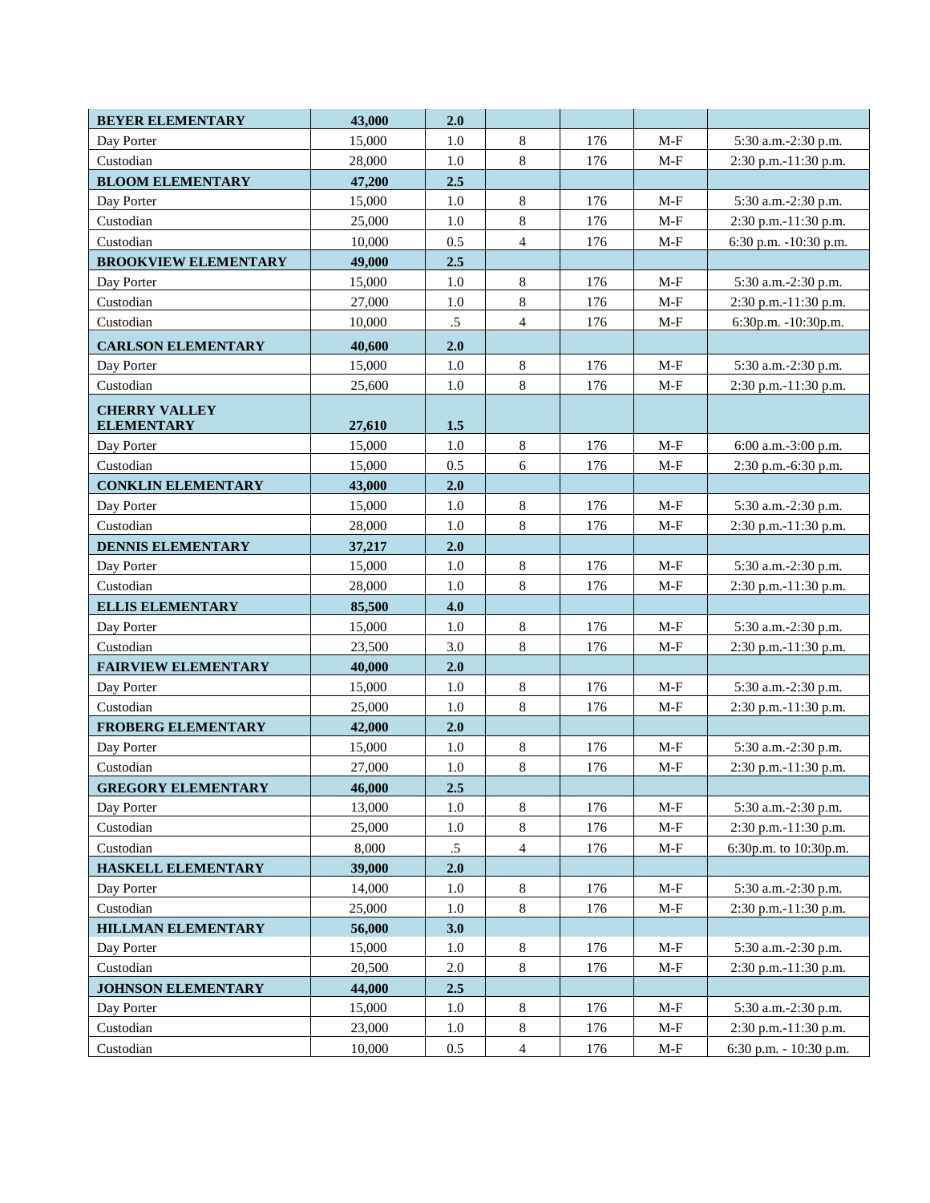| **BEYER ELEMENTARY** | **43,000** | **2.0** | | | | |
|---|---|---|---|---|---|---|
| Day Porter | 15,000 | 1.0 | 8 | 176 | M-F | 5:30 a.m.-2:30 p.m. |
| Custodian | 28,000 | 1.0 | 8 | 176 | M-F | 2:30 p.m.-11:30 p.m. |
| **BLOOM ELEMENTARY** | **47,200** | **2.5** | | | | |
| Day Porter | 15,000 | 1.0 | 8 | 176 | M-F | 5:30 a.m.-2:30 p.m. |
| Custodian | 25,000 | 1.0 | 8 | 176 | M-F | 2:30 p.m.-11:30 p.m. |
| Custodian | 10,000 | 0.5 | 4 | 176 | M-F | 6:30 p.m. -10:30 p.m. |
| **BROOKVIEW ELEMENTARY** | **49,000** | **2.5** | | | | |
| Day Porter | 15,000 | 1.0 | 8 | 176 | M-F | 5:30 a.m.-2:30 p.m. |
| Custodian | 27,000 | 1.0 | 8 | 176 | M-F | 2:30 p.m.-11:30 p.m. |
| Custodian | 10,000 | .5 | 4 | 176 | M-F | 6:30p.m. -10:30p.m. |
| **CARLSON ELEMENTARY** | **40,600** | **2.0** | | | | |
| Day Porter | 15,000 | 1.0 | 8 | 176 | M-F | 5:30 a.m.-2:30 p.m. |
| Custodian | 25,600 | 1.0 | 8 | 176 | M-F | 2:30 p.m.-11:30 p.m. |
| **CHERRY VALLEY ELEMENTARY** | **27,610** | **1.5** | | | | |
| Day Porter | 15,000 | 1.0 | 8 | 176 | M-F | 6:00 a.m.-3:00 p.m. |
| Custodian | 15,000 | 0.5 | 6 | 176 | M-F | 2:30 p.m.-6:30 p.m. |
| **CONKLIN ELEMENTARY** | **43,000** | **2.0** | | | | |
| Day Porter | 15,000 | 1.0 | 8 | 176 | M-F | 5:30 a.m.-2:30 p.m. |
| Custodian | 28,000 | 1.0 | 8 | 176 | M-F | 2:30 p.m.-11:30 p.m. |
| **DENNIS ELEMENTARY** | **37,217** | **2.0** | | | | |
| Day Porter | 15,000 | 1.0 | 8 | 176 | M-F | 5:30 a.m.-2:30 p.m. |
| Custodian | 28,000 | 1.0 | 8 | 176 | M-F | 2:30 p.m.-11:30 p.m. |
| **ELLIS ELEMENTARY** | **85,500** | **4.0** | | | | |
| Day Porter | 15,000 | 1.0 | 8 | 176 | M-F | 5:30 a.m.-2:30 p.m. |
| Custodian | 23,500 | 3.0 | 8 | 176 | M-F | 2:30 p.m.-11:30 p.m. |
| **FAIRVIEW ELEMENTARY** | **40,000** | **2.0** | | | | |
| Day Porter | 15,000 | 1.0 | 8 | 176 | M-F | 5:30 a.m.-2:30 p.m. |
| Custodian | 25,000 | 1.0 | 8 | 176 | M-F | 2:30 p.m.-11:30 p.m. |
| **FROBERG ELEMENTARY** | **42,000** | **2.0** | | | | |
| Day Porter | 15,000 | 1.0 | 8 | 176 | M-F | 5:30 a.m.-2:30 p.m. |
| Custodian | 27,000 | 1.0 | 8 | 176 | M-F | 2:30 p.m.-11:30 p.m. |
| **GREGORY ELEMENTARY** | **46,000** | **2.5** | | | | |
| Day Porter | 13,000 | 1.0 | 8 | 176 | M-F | 5:30 a.m.-2:30 p.m. |
| Custodian | 25,000 | 1.0 | 8 | 176 | M-F | 2:30 p.m.-11:30 p.m. |
| Custodian | 8,000 | .5 | 4 | 176 | M-F | 6:30p.m. to 10:30p.m. |
| **HASKELL ELEMENTARY** | **39,000** | **2.0** | | | | |
| Day Porter | 14,000 | 1.0 | 8 | 176 | M-F | 5:30 a.m.-2:30 p.m. |
| Custodian | 25,000 | 1.0 | 8 | 176 | M-F | 2:30 p.m.-11:30 p.m. |
| **HILLMAN ELEMENTARY** | **56,000** | **3.0** | | | | |
| Day Porter | 15,000 | 1.0 | 8 | 176 | M-F | 5:30 a.m.-2:30 p.m. |
| Custodian | 20,500 | 2.0 | 8 | 176 | M-F | 2:30 p.m.-11:30 p.m. |
| **JOHNSON ELEMENTARY** | **44,000** | **2.5** | | | | |
| Day Porter | 15,000 | 1.0 | 8 | 176 | M-F | 5:30 a.m.-2:30 p.m. |
| Custodian | 23,000 | 1.0 | 8 | 176 | M-F | 2:30 p.m.-11:30 p.m. |
| Custodian | 10,000 | 0.5 | 4 | 176 | M-F | 6:30 p.m. - 10:30 p.m. |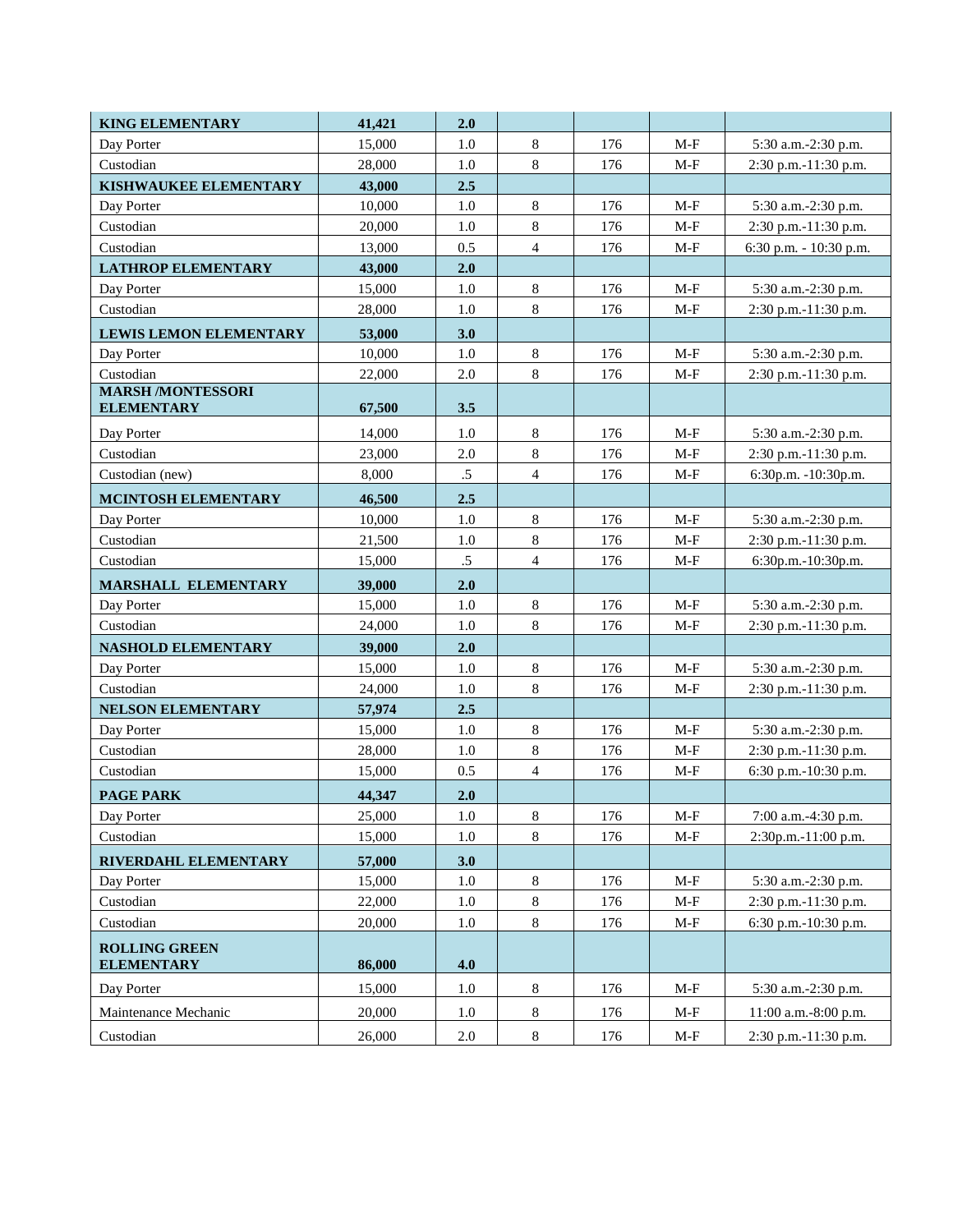| **KING ELEMENTARY** | **41,421** | **2.0** | | | | |
|---|---|---|---|---|---|---|
| Day Porter | 15,000 | 1.0 | 8 | 176 | M-F | 5:30 a.m.-2:30 p.m. |
| Custodian | 28,000 | 1.0 | 8 | 176 | M-F | 2:30 p.m.-11:30 p.m. |
| **KISHWAUKEE ELEMENTARY** | **43,000** | **2.5** | | | | |
| Day Porter | 10,000 | 1.0 | 8 | 176 | M-F | 5:30 a.m.-2:30 p.m. |
| Custodian | 20,000 | 1.0 | 8 | 176 | M-F | 2:30 p.m.-11:30 p.m. |
| Custodian | 13,000 | 0.5 | 4 | 176 | M-F | 6:30 p.m. - 10:30 p.m. |
| **LATHROP ELEMENTARY** | **43,000** | **2.0** | | | | |
| Day Porter | 15,000 | 1.0 | 8 | 176 | M-F | 5:30 a.m.-2:30 p.m. |
| Custodian | 28,000 | 1.0 | 8 | 176 | M-F | 2:30 p.m.-11:30 p.m. |
| **LEWIS LEMON ELEMENTARY** | **53,000** | **3.0** | | | | |
| Day Porter | 10,000 | 1.0 | 8 | 176 | M-F | 5:30 a.m.-2:30 p.m. |
| Custodian | 22,000 | 2.0 | 8 | 176 | M-F | 2:30 p.m.-11:30 p.m. |
| **MARSH /MONTESSORI ELEMENTARY** | **67,500** | **3.5** | | | | |
| Day Porter | 14,000 | 1.0 | 8 | 176 | M-F | 5:30 a.m.-2:30 p.m. |
| Custodian | 23,000 | 2.0 | 8 | 176 | M-F | 2:30 p.m.-11:30 p.m. |
| Custodian (new) | 8,000 | .5 | 4 | 176 | M-F | 6:30p.m. -10:30p.m. |
| **MCINTOSH ELEMENTARY** | **46,500** | **2.5** | | | | |
| Day Porter | 10,000 | 1.0 | 8 | 176 | M-F | 5:30 a.m.-2:30 p.m. |
| Custodian | 21,500 | 1.0 | 8 | 176 | M-F | 2:30 p.m.-11:30 p.m. |
| Custodian | 15,000 | .5 | 4 | 176 | M-F | 6:30p.m.-10:30p.m. |
| **MARSHALL ELEMENTARY** | **39,000** | **2.0** | | | | |
| Day Porter | 15,000 | 1.0 | 8 | 176 | M-F | 5:30 a.m.-2:30 p.m. |
| Custodian | 24,000 | 1.0 | 8 | 176 | M-F | 2:30 p.m.-11:30 p.m. |
| **NASHOLD ELEMENTARY** | **39,000** | **2.0** | | | | |
| Day Porter | 15,000 | 1.0 | 8 | 176 | M-F | 5:30 a.m.-2:30 p.m. |
| Custodian | 24,000 | 1.0 | 8 | 176 | M-F | 2:30 p.m.-11:30 p.m. |
| **NELSON ELEMENTARY** | **57,974** | **2.5** | | | | |
| Day Porter | 15,000 | 1.0 | 8 | 176 | M-F | 5:30 a.m.-2:30 p.m. |
| Custodian | 28,000 | 1.0 | 8 | 176 | M-F | 2:30 p.m.-11:30 p.m. |
| Custodian | 15,000 | 0.5 | 4 | 176 | M-F | 6:30 p.m.-10:30 p.m. |
| **PAGE PARK** | **44,347** | **2.0** | | | | |
| Day Porter | 25,000 | 1.0 | 8 | 176 | M-F | 7:00 a.m.-4:30 p.m. |
| Custodian | 15,000 | 1.0 | 8 | 176 | M-F | 2:30p.m.-11:00 p.m. |
| **RIVERDAHL ELEMENTARY** | **57,000** | **3.0** | | | | |
| Day Porter | 15,000 | 1.0 | 8 | 176 | M-F | 5:30 a.m.-2:30 p.m. |
| Custodian | 22,000 | 1.0 | 8 | 176 | M-F | 2:30 p.m.-11:30 p.m. |
| Custodian | 20,000 | 1.0 | 8 | 176 | M-F | 6:30 p.m.-10:30 p.m. |
| **ROLLING GREEN ELEMENTARY** | **86,000** | **4.0** | | | | |
| Day Porter | 15,000 | 1.0 | 8 | 176 | M-F | 5:30 a.m.-2:30 p.m. |
| Maintenance Mechanic | 20,000 | 1.0 | 8 | 176 | M-F | 11:00 a.m.-8:00 p.m. |
| Custodian | 26,000 | 2.0 | 8 | 176 | M-F | 2:30 p.m.-11:30 p.m. |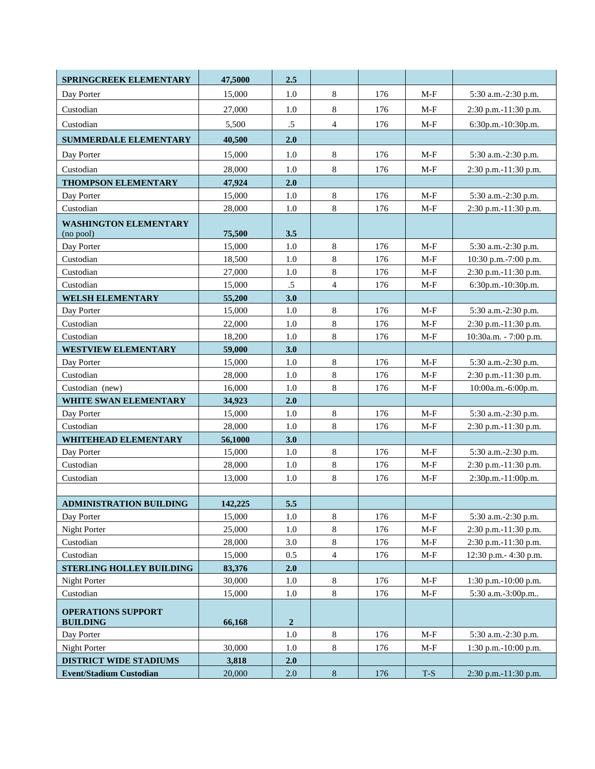| **SPRINGCREEK ELEMENTARY** | **47,5000** | **2.5** | | | | |
|---|---|---|---|---|---|---|
| Day Porter | 15,000 | 1.0 | 8 | 176 | M-F | 5:30 a.m.-2:30 p.m. |
| Custodian | 27,000 | 1.0 | 8 | 176 | M-F | 2:30 p.m.-11:30 p.m. |
| Custodian | 5,500 | .5 | 4 | 176 | M-F | 6:30p.m.-10:30p.m. |
| **SUMMERDALE ELEMENTARY** | **40,500** | **2.0** | | | | |
| Day Porter | 15,000 | 1.0 | 8 | 176 | M-F | 5:30 a.m.-2:30 p.m. |
| Custodian | 28,000 | 1.0 | 8 | 176 | M-F | 2:30 p.m.-11:30 p.m. |
| **THOMPSON ELEMENTARY** | **47,924** | **2.0** | | | | |
| Day Porter | 15,000 | 1.0 | 8 | 176 | M-F | 5:30 a.m.-2:30 p.m. |
| Custodian | 28,000 | 1.0 | 8 | 176 | M-F | 2:30 p.m.-11:30 p.m. |
| **WASHINGTON ELEMENTARY** (no pool) | **75,500** | **3.5** | | | | |
| Day Porter | 15,000 | 1.0 | 8 | 176 | M-F | 5:30 a.m.-2:30 p.m. |
| Custodian | 18,500 | 1.0 | 8 | 176 | M-F | 10:30 p.m.-7:00 p.m. |
| Custodian | 27,000 | 1.0 | 8 | 176 | M-F | 2:30 p.m.-11:30 p.m. |
| Custodian | 15,000 | .5 | 4 | 176 | M-F | 6:30p.m.-10:30p.m. |
| **WELSH ELEMENTARY** | **55,200** | **3.0** | | | | |
| Day Porter | 15,000 | 1.0 | 8 | 176 | M-F | 5:30 a.m.-2:30 p.m. |
| Custodian | 22,000 | 1.0 | 8 | 176 | M-F | 2:30 p.m.-11:30 p.m. |
| Custodian | 18,200 | 1.0 | 8 | 176 | M-F | 10:30a.m. - 7:00 p.m. |
| **WESTVIEW ELEMENTARY** | **59,000** | **3.0** | | | | |
| Day Porter | 15,000 | 1.0 | 8 | 176 | M-F | 5:30 a.m.-2:30 p.m. |
| Custodian | 28,000 | 1.0 | 8 | 176 | M-F | 2:30 p.m.-11:30 p.m. |
| Custodian (new) | 16,000 | 1.0 | 8 | 176 | M-F | 10:00a.m.-6:00p.m. |
| **WHITE SWAN ELEMENTARY** | **34,923** | **2.0** | | | | |
| Day Porter | 15,000 | 1.0 | 8 | 176 | M-F | 5:30 a.m.-2:30 p.m. |
| Custodian | 28,000 | 1.0 | 8 | 176 | M-F | 2:30 p.m.-11:30 p.m. |
| **WHITEHEAD ELEMENTARY** | **56,1000** | **3.0** | | | | |
| Day Porter | 15,000 | 1.0 | 8 | 176 | M-F | 5:30 a.m.-2:30 p.m. |
| Custodian | 28,000 | 1.0 | 8 | 176 | M-F | 2:30 p.m.-11:30 p.m. |
| Custodian | 13,000 | 1.0 | 8 | 176 | M-F | 2:30p.m.-11:00p.m. |
| | | | | | | |
| **ADMINISTRATION BUILDING** | **142,225** | **5.5** | | | | |
| Day Porter | 15,000 | 1.0 | 8 | 176 | M-F | 5:30 a.m.-2:30 p.m. |
| Night Porter | 25,000 | 1.0 | 8 | 176 | M-F | 2:30 p.m.-11:30 p.m. |
| Custodian | 28,000 | 3.0 | 8 | 176 | M-F | 2:30 p.m.-11:30 p.m. |
| Custodian | 15,000 | 0.5 | 4 | 176 | M-F | 12:30 p.m.- 4:30 p.m. |
| **STERLING HOLLEY BUILDING** | **83,376** | **2.0** | | | | |
| Night Porter | 30,000 | 1.0 | 8 | 176 | M-F | 1:30 p.m.-10:00 p.m. |
| Custodian | 15,000 | 1.0 | 8 | 176 | M-F | 5:30 a.m.-3:00p.m.. |
| **OPERATIONS SUPPORT BUILDING** | **66,168** | **2** | | | | |
| Day Porter | | 1.0 | 8 | 176 | M-F | 5:30 a.m.-2:30 p.m. |
| Night Porter | 30,000 | 1.0 | 8 | 176 | M-F | 1:30 p.m.-10:00 p.m. |
| **DISTRICT WIDE STADIUMS** | **3,818** | **2.0** | | | | |
| **Event/Stadium Custodian** | 20,000 | 2.0 | 8 | 176 | T-S | 2:30 p.m.-11:30 p.m. |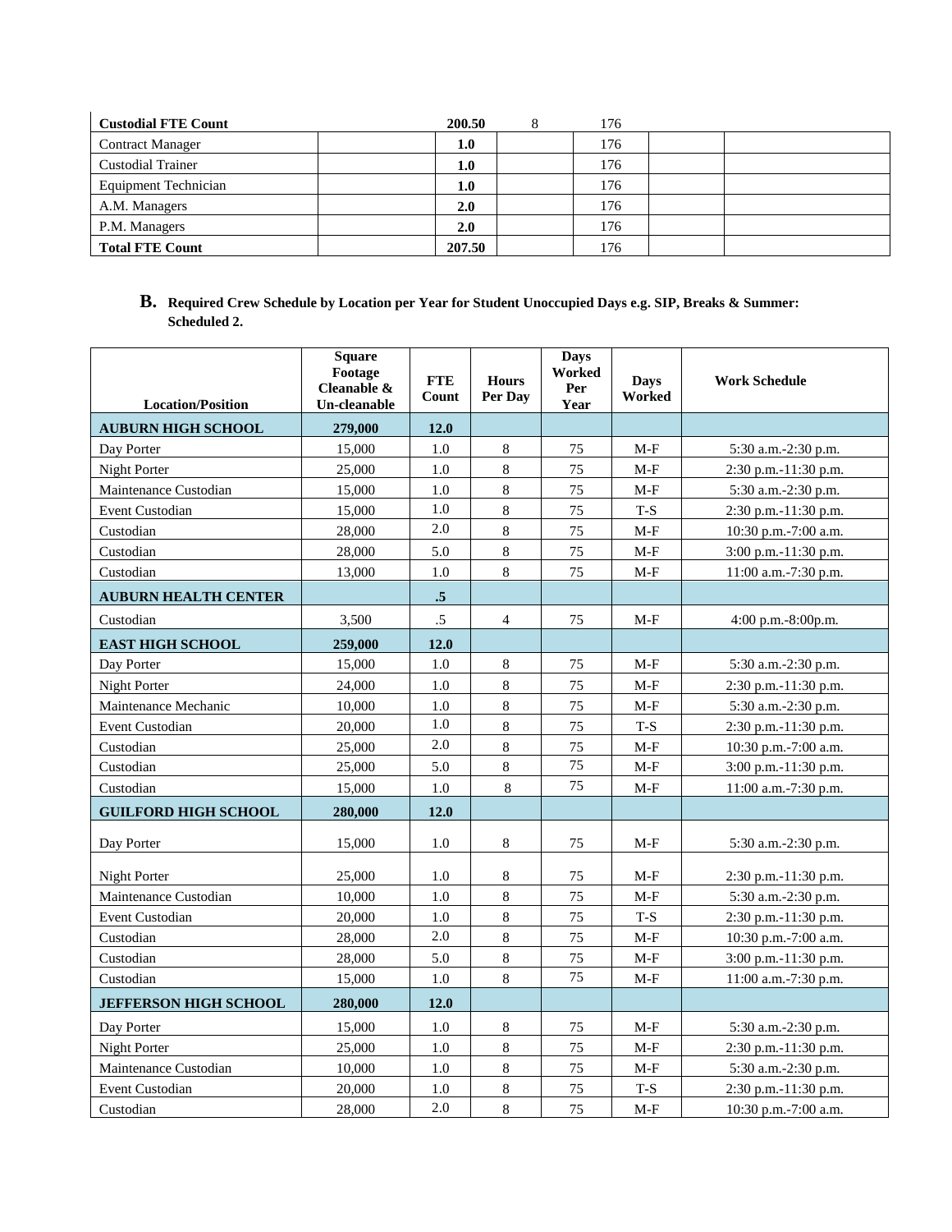| Custodial FTE Count | | 200.50 | 8 | 176 | | |
|---|---|---|---|---|---|---|
| Contract Manager | | **1.0** | | 176 | | |
| Custodial Trainer | | **1.0** | | 176 | | |
| Equipment Technician | | **1.0** | | 176 | | |
| A.M. Managers | | **2.0** | | 176 | | |
| P.M. Managers | | **2.0** | | 176 | | |
| **Total FTE Count** | | **207.50** | | 176 | | |

## B. Required Crew Schedule by Location per Year for Student Unoccupied Days e.g. SIP, Breaks & Summer: Scheduled 2.

| Location/Position | Square Footage Cleanable & Un-cleanable | FTE Count | Hours Per Day | Days Worked Per Year | Days Worked | Work Schedule |
|---|---|---|---|---|---|---|
| **AUBURN HIGH SCHOOL** | **279,000** | **12.0** | | | | |
| Day Porter | 15,000 | 1.0 | 8 | 75 | M-F | 5:30 a.m.-2:30 p.m. |
| Night Porter | 25,000 | 1.0 | 8 | 75 | M-F | 2:30 p.m.-11:30 p.m. |
| Maintenance Custodian | 15,000 | 1.0 | 8 | 75 | M-F | 5:30 a.m.-2:30 p.m. |
| Event Custodian | 15,000 | 1.0 | 8 | 75 | T-S | 2:30 p.m.-11:30 p.m. |
| Custodian | 28,000 | 2.0 | 8 | 75 | M-F | 10:30 p.m.-7:00 a.m. |
| Custodian | 28,000 | 5.0 | 8 | 75 | M-F | 3:00 p.m.-11:30 p.m. |
| Custodian | 13,000 | 1.0 | 8 | 75 | M-F | 11:00 a.m.-7:30 p.m. |
| **AUBURN HEALTH CENTER** | | **.5** | | | | |
| Custodian | 3,500 | .5 | 4 | 75 | M-F | 4:00 p.m.-8:00p.m. |
| **EAST HIGH SCHOOL** | **259,000** | **12.0** | | | | |
| Day Porter | 15,000 | 1.0 | 8 | 75 | M-F | 5:30 a.m.-2:30 p.m. |
| Night Porter | 24,000 | 1.0 | 8 | 75 | M-F | 2:30 p.m.-11:30 p.m. |
| Maintenance Mechanic | 10,000 | 1.0 | 8 | 75 | M-F | 5:30 a.m.-2:30 p.m. |
| Event Custodian | 20,000 | 1.0 | 8 | 75 | T-S | 2:30 p.m.-11:30 p.m. |
| Custodian | 25,000 | 2.0 | 8 | 75 | M-F | 10:30 p.m.-7:00 a.m. |
| Custodian | 25,000 | 5.0 | 8 | 75 | M-F | 3:00 p.m.-11:30 p.m. |
| Custodian | 15,000 | 1.0 | 8 | 75 | M-F | 11:00 a.m.-7:30 p.m. |
| **GUILFORD HIGH SCHOOL** | **280,000** | **12.0** | | | | |
| Day Porter | 15,000 | 1.0 | 8 | 75 | M-F | 5:30 a.m.-2:30 p.m. |
| Night Porter | 25,000 | 1.0 | 8 | 75 | M-F | 2:30 p.m.-11:30 p.m. |
| Maintenance Custodian | 10,000 | 1.0 | 8 | 75 | M-F | 5:30 a.m.-2:30 p.m. |
| Event Custodian | 20,000 | 1.0 | 8 | 75 | T-S | 2:30 p.m.-11:30 p.m. |
| Custodian | 28,000 | 2.0 | 8 | 75 | M-F | 10:30 p.m.-7:00 a.m. |
| Custodian | 28,000 | 5.0 | 8 | 75 | M-F | 3:00 p.m.-11:30 p.m. |
| Custodian | 15,000 | 1.0 | 8 | 75 | M-F | 11:00 a.m.-7:30 p.m. |
| **JEFFERSON HIGH SCHOOL** | **280,000** | **12.0** | | | | |
| Day Porter | 15,000 | 1.0 | 8 | 75 | M-F | 5:30 a.m.-2:30 p.m. |
| Night Porter | 25,000 | 1.0 | 8 | 75 | M-F | 2:30 p.m.-11:30 p.m. |
| Maintenance Custodian | 10,000 | 1.0 | 8 | 75 | M-F | 5:30 a.m.-2:30 p.m. |
| Event Custodian | 20,000 | 1.0 | 8 | 75 | T-S | 2:30 p.m.-11:30 p.m. |
| Custodian | 28,000 | 2.0 | 8 | 75 | M-F | 10:30 p.m.-7:00 a.m. |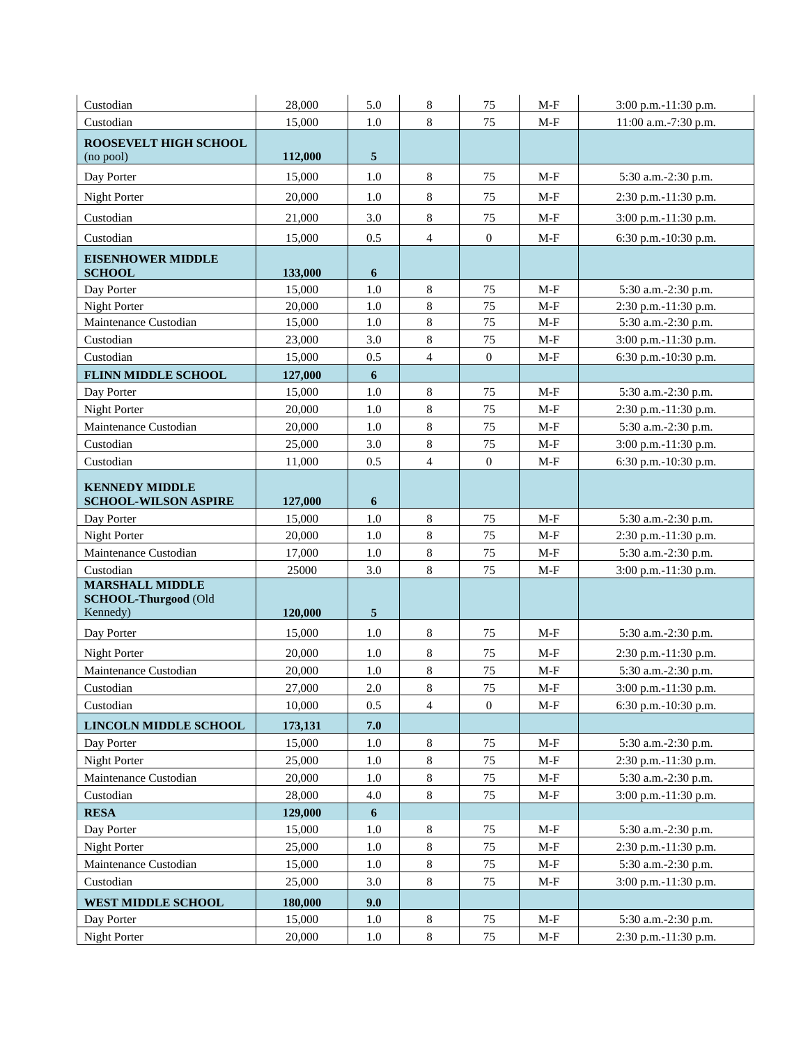| | | | | | | |
|---|---|---|---|---|---|---|
| Custodian | 28,000 | 5.0 | 8 | 75 | M-F | 3:00 p.m.-11:30 p.m. |
| Custodian | 15,000 | 1.0 | 8 | 75 | M-F | 11:00 a.m.-7:30 p.m. |
| **ROOSEVELT HIGH SCHOOL** (no pool) | **112,000** | **5** | | | | |
| Day Porter | 15,000 | 1.0 | 8 | 75 | M-F | 5:30 a.m.-2:30 p.m. |
| Night Porter | 20,000 | 1.0 | 8 | 75 | M-F | 2:30 p.m.-11:30 p.m. |
| Custodian | 21,000 | 3.0 | 8 | 75 | M-F | 3:00 p.m.-11:30 p.m. |
| Custodian | 15,000 | 0.5 | 4 | 0 | M-F | 6:30 p.m.-10:30 p.m. |
| **EISENHOWER MIDDLE SCHOOL** | **133,000** | **6** | | | | |
| Day Porter | 15,000 | 1.0 | 8 | 75 | M-F | 5:30 a.m.-2:30 p.m. |
| Night Porter | 20,000 | 1.0 | 8 | 75 | M-F | 2:30 p.m.-11:30 p.m. |
| Maintenance Custodian | 15,000 | 1.0 | 8 | 75 | M-F | 5:30 a.m.-2:30 p.m. |
| Custodian | 23,000 | 3.0 | 8 | 75 | M-F | 3:00 p.m.-11:30 p.m. |
| Custodian | 15,000 | 0.5 | 4 | 0 | M-F | 6:30 p.m.-10:30 p.m. |
| **FLINN MIDDLE SCHOOL** | **127,000** | **6** | | | | |
| Day Porter | 15,000 | 1.0 | 8 | 75 | M-F | 5:30 a.m.-2:30 p.m. |
| Night Porter | 20,000 | 1.0 | 8 | 75 | M-F | 2:30 p.m.-11:30 p.m. |
| Maintenance Custodian | 20,000 | 1.0 | 8 | 75 | M-F | 5:30 a.m.-2:30 p.m. |
| Custodian | 25,000 | 3.0 | 8 | 75 | M-F | 3:00 p.m.-11:30 p.m. |
| Custodian | 11,000 | 0.5 | 4 | 0 | M-F | 6:30 p.m.-10:30 p.m. |
| **KENNEDY MIDDLE SCHOOL-WILSON ASPIRE** | **127,000** | **6** | | | | |
| Day Porter | 15,000 | 1.0 | 8 | 75 | M-F | 5:30 a.m.-2:30 p.m. |
| Night Porter | 20,000 | 1.0 | 8 | 75 | M-F | 2:30 p.m.-11:30 p.m. |
| Maintenance Custodian | 17,000 | 1.0 | 8 | 75 | M-F | 5:30 a.m.-2:30 p.m. |
| Custodian | 25000 | 3.0 | 8 | 75 | M-F | 3:00 p.m.-11:30 p.m. |
| **MARSHALL MIDDLE SCHOOL-Thurgood** (Old Kennedy) | **120,000** | **5** | | | | |
| Day Porter | 15,000 | 1.0 | 8 | 75 | M-F | 5:30 a.m.-2:30 p.m. |
| Night Porter | 20,000 | 1.0 | 8 | 75 | M-F | 2:30 p.m.-11:30 p.m. |
| Maintenance Custodian | 20,000 | 1.0 | 8 | 75 | M-F | 5:30 a.m.-2:30 p.m. |
| Custodian | 27,000 | 2.0 | 8 | 75 | M-F | 3:00 p.m.-11:30 p.m. |
| Custodian | 10,000 | 0.5 | 4 | 0 | M-F | 6:30 p.m.-10:30 p.m. |
| **LINCOLN MIDDLE SCHOOL** | **173,131** | **7.0** | | | | |
| Day Porter | 15,000 | 1.0 | 8 | 75 | M-F | 5:30 a.m.-2:30 p.m. |
| Night Porter | 25,000 | 1.0 | 8 | 75 | M-F | 2:30 p.m.-11:30 p.m. |
| Maintenance Custodian | 20,000 | 1.0 | 8 | 75 | M-F | 5:30 a.m.-2:30 p.m. |
| Custodian | 28,000 | 4.0 | 8 | 75 | M-F | 3:00 p.m.-11:30 p.m. |
| **RESA** | **129,000** | **6** | | | | |
| Day Porter | 15,000 | 1.0 | 8 | 75 | M-F | 5:30 a.m.-2:30 p.m. |
| Night Porter | 25,000 | 1.0 | 8 | 75 | M-F | 2:30 p.m.-11:30 p.m. |
| Maintenance Custodian | 15,000 | 1.0 | 8 | 75 | M-F | 5:30 a.m.-2:30 p.m. |
| Custodian | 25,000 | 3.0 | 8 | 75 | M-F | 3:00 p.m.-11:30 p.m. |
| **WEST MIDDLE SCHOOL** | **180,000** | **9.0** | | | | |
| Day Porter | 15,000 | 1.0 | 8 | 75 | M-F | 5:30 a.m.-2:30 p.m. |
| Night Porter | 20,000 | 1.0 | 8 | 75 | M-F | 2:30 p.m.-11:30 p.m. |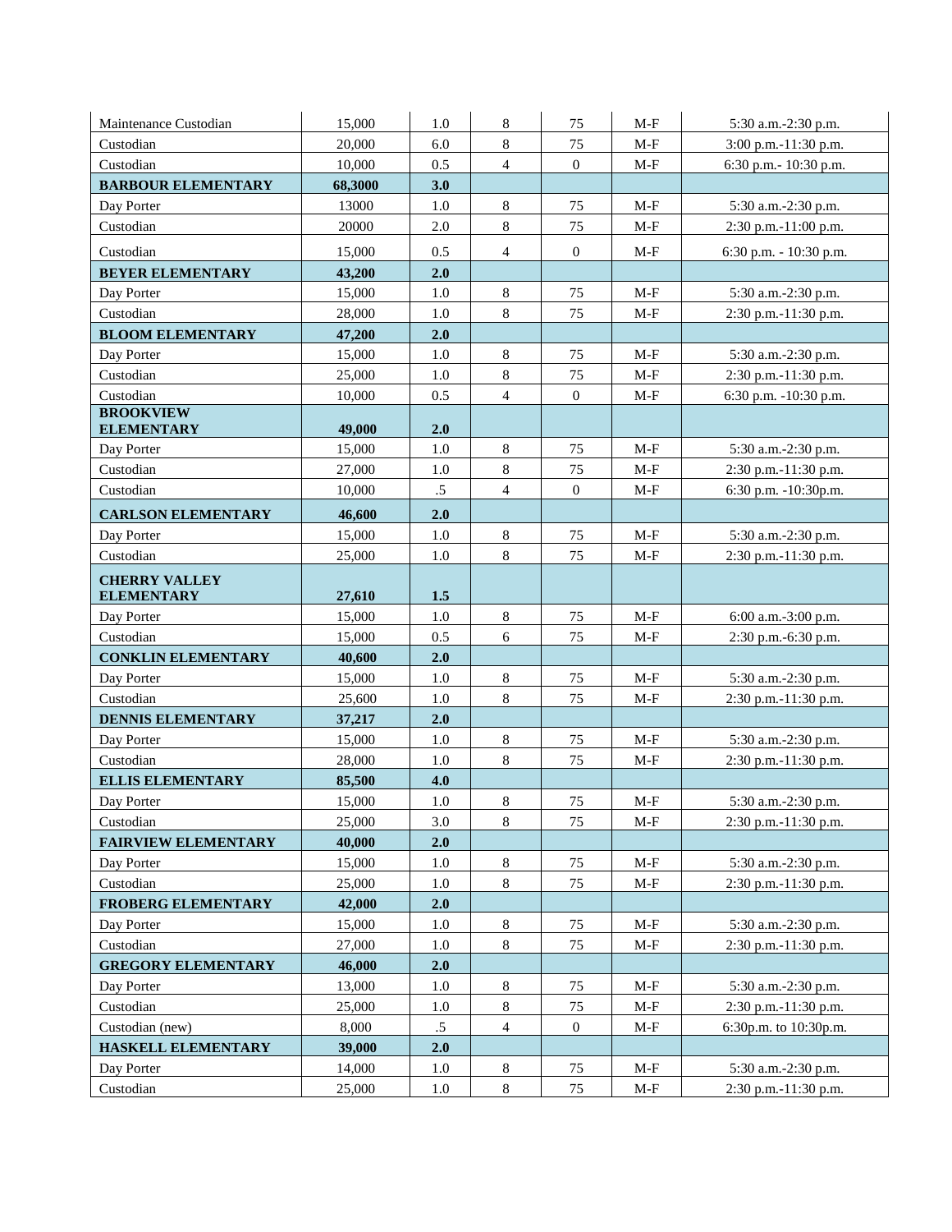| | | | | | | |
|---|---|---|---|---|---|---|
| Maintenance Custodian | 15,000 | 1.0 | 8 | 75 | M-F | 5:30 a.m.-2:30 p.m. |
| Custodian | 20,000 | 6.0 | 8 | 75 | M-F | 3:00 p.m.-11:30 p.m. |
| Custodian | 10,000 | 0.5 | 4 | 0 | M-F | 6:30 p.m.- 10:30 p.m. |
| **BARBOUR ELEMENTARY** | **68,3000** | **3.0** | | | | |
| Day Porter | 13000 | 1.0 | 8 | 75 | M-F | 5:30 a.m.-2:30 p.m. |
| Custodian | 20000 | 2.0 | 8 | 75 | M-F | 2:30 p.m.-11:00 p.m. |
| Custodian | 15,000 | 0.5 | 4 | 0 | M-F | 6:30 p.m. - 10:30 p.m. |
| **BEYER ELEMENTARY** | **43,200** | **2.0** | | | | |
| Day Porter | 15,000 | 1.0 | 8 | 75 | M-F | 5:30 a.m.-2:30 p.m. |
| Custodian | 28,000 | 1.0 | 8 | 75 | M-F | 2:30 p.m.-11:30 p.m. |
| **BLOOM ELEMENTARY** | **47,200** | **2.0** | | | | |
| Day Porter | 15,000 | 1.0 | 8 | 75 | M-F | 5:30 a.m.-2:30 p.m. |
| Custodian | 25,000 | 1.0 | 8 | 75 | M-F | 2:30 p.m.-11:30 p.m. |
| Custodian | 10,000 | 0.5 | 4 | 0 | M-F | 6:30 p.m. -10:30 p.m. |
| **BROOKVIEW ELEMENTARY** | **49,000** | **2.0** | | | | |
| Day Porter | 15,000 | 1.0 | 8 | 75 | M-F | 5:30 a.m.-2:30 p.m. |
| Custodian | 27,000 | 1.0 | 8 | 75 | M-F | 2:30 p.m.-11:30 p.m. |
| Custodian | 10,000 | .5 | 4 | 0 | M-F | 6:30 p.m. -10:30p.m. |
| **CARLSON ELEMENTARY** | **46,600** | **2.0** | | | | |
| Day Porter | 15,000 | 1.0 | 8 | 75 | M-F | 5:30 a.m.-2:30 p.m. |
| Custodian | 25,000 | 1.0 | 8 | 75 | M-F | 2:30 p.m.-11:30 p.m. |
| **CHERRY VALLEY ELEMENTARY** | **27,610** | **1.5** | | | | |
| Day Porter | 15,000 | 1.0 | 8 | 75 | M-F | 6:00 a.m.-3:00 p.m. |
| Custodian | 15,000 | 0.5 | 6 | 75 | M-F | 2:30 p.m.-6:30 p.m. |
| **CONKLIN ELEMENTARY** | **40,600** | **2.0** | | | | |
| Day Porter | 15,000 | 1.0 | 8 | 75 | M-F | 5:30 a.m.-2:30 p.m. |
| Custodian | 25,600 | 1.0 | 8 | 75 | M-F | 2:30 p.m.-11:30 p.m. |
| **DENNIS ELEMENTARY** | **37,217** | **2.0** | | | | |
| Day Porter | 15,000 | 1.0 | 8 | 75 | M-F | 5:30 a.m.-2:30 p.m. |
| Custodian | 28,000 | 1.0 | 8 | 75 | M-F | 2:30 p.m.-11:30 p.m. |
| **ELLIS ELEMENTARY** | **85,500** | **4.0** | | | | |
| Day Porter | 15,000 | 1.0 | 8 | 75 | M-F | 5:30 a.m.-2:30 p.m. |
| Custodian | 25,000 | 3.0 | 8 | 75 | M-F | 2:30 p.m.-11:30 p.m. |
| **FAIRVIEW ELEMENTARY** | **40,000** | **2.0** | | | | |
| Day Porter | 15,000 | 1.0 | 8 | 75 | M-F | 5:30 a.m.-2:30 p.m. |
| Custodian | 25,000 | 1.0 | 8 | 75 | M-F | 2:30 p.m.-11:30 p.m. |
| **FROBERG ELEMENTARY** | **42,000** | **2.0** | | | | |
| Day Porter | 15,000 | 1.0 | 8 | 75 | M-F | 5:30 a.m.-2:30 p.m. |
| Custodian | 27,000 | 1.0 | 8 | 75 | M-F | 2:30 p.m.-11:30 p.m. |
| **GREGORY ELEMENTARY** | **46,000** | **2.0** | | | | |
| Day Porter | 13,000 | 1.0 | 8 | 75 | M-F | 5:30 a.m.-2:30 p.m. |
| Custodian | 25,000 | 1.0 | 8 | 75 | M-F | 2:30 p.m.-11:30 p.m. |
| Custodian (new) | 8,000 | .5 | 4 | 0 | M-F | 6:30p.m. to 10:30p.m. |
| **HASKELL ELEMENTARY** | **39,000** | **2.0** | | | | |
| Day Porter | 14,000 | 1.0 | 8 | 75 | M-F | 5:30 a.m.-2:30 p.m. |
| Custodian | 25,000 | 1.0 | 8 | 75 | M-F | 2:30 p.m.-11:30 p.m. |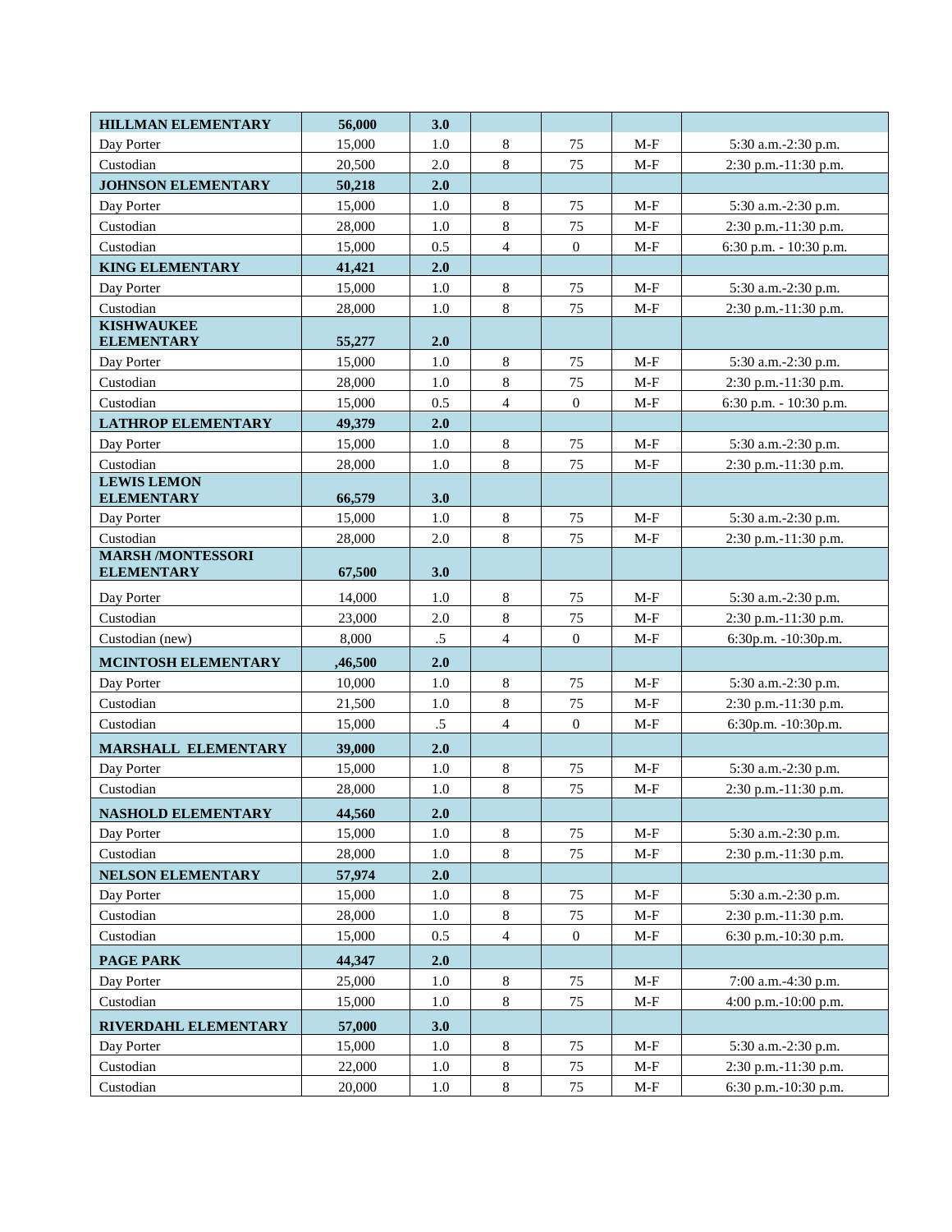| **HILLMAN ELEMENTARY** | **56,000** | **3.0** | | | | |
|---|---|---|---|---|---|---|
| Day Porter | 15,000 | 1.0 | 8 | 75 | M-F | 5:30 a.m.-2:30 p.m. |
| Custodian | 20,500 | 2.0 | 8 | 75 | M-F | 2:30 p.m.-11:30 p.m. |
| **JOHNSON ELEMENTARY** | **50,218** | **2.0** | | | | |
| Day Porter | 15,000 | 1.0 | 8 | 75 | M-F | 5:30 a.m.-2:30 p.m. |
| Custodian | 28,000 | 1.0 | 8 | 75 | M-F | 2:30 p.m.-11:30 p.m. |
| Custodian | 15,000 | 0.5 | 4 | 0 | M-F | 6:30 p.m. - 10:30 p.m. |
| **KING ELEMENTARY** | **41,421** | **2.0** | | | | |
| Day Porter | 15,000 | 1.0 | 8 | 75 | M-F | 5:30 a.m.-2:30 p.m. |
| Custodian | 28,000 | 1.0 | 8 | 75 | M-F | 2:30 p.m.-11:30 p.m. |
| **KISHWAUKEE ELEMENTARY** | **55,277** | **2.0** | | | | |
| Day Porter | 15,000 | 1.0 | 8 | 75 | M-F | 5:30 a.m.-2:30 p.m. |
| Custodian | 28,000 | 1.0 | 8 | 75 | M-F | 2:30 p.m.-11:30 p.m. |
| Custodian | 15,000 | 0.5 | 4 | 0 | M-F | 6:30 p.m. - 10:30 p.m. |
| **LATHROP ELEMENTARY** | **49,379** | **2.0** | | | | |
| Day Porter | 15,000 | 1.0 | 8 | 75 | M-F | 5:30 a.m.-2:30 p.m. |
| Custodian | 28,000 | 1.0 | 8 | 75 | M-F | 2:30 p.m.-11:30 p.m. |
| **LEWIS LEMON ELEMENTARY** | **66,579** | **3.0** | | | | |
| Day Porter | 15,000 | 1.0 | 8 | 75 | M-F | 5:30 a.m.-2:30 p.m. |
| Custodian | 28,000 | 2.0 | 8 | 75 | M-F | 2:30 p.m.-11:30 p.m. |
| **MARSH /MONTESSORI ELEMENTARY** | **67,500** | **3.0** | | | | |
| Day Porter | 14,000 | 1.0 | 8 | 75 | M-F | 5:30 a.m.-2:30 p.m. |
| Custodian | 23,000 | 2.0 | 8 | 75 | M-F | 2:30 p.m.-11:30 p.m. |
| Custodian (new) | 8,000 | .5 | 4 | 0 | M-F | 6:30p.m. -10:30p.m. |
| **MCINTOSH ELEMENTARY** | **,46,500** | **2.0** | | | | |
| Day Porter | 10,000 | 1.0 | 8 | 75 | M-F | 5:30 a.m.-2:30 p.m. |
| Custodian | 21,500 | 1.0 | 8 | 75 | M-F | 2:30 p.m.-11:30 p.m. |
| Custodian | 15,000 | .5 | 4 | 0 | M-F | 6:30p.m. -10:30p.m. |
| **MARSHALL ELEMENTARY** | **39,000** | **2.0** | | | | |
| Day Porter | 15,000 | 1.0 | 8 | 75 | M-F | 5:30 a.m.-2:30 p.m. |
| Custodian | 28,000 | 1.0 | 8 | 75 | M-F | 2:30 p.m.-11:30 p.m. |
| **NASHOLD ELEMENTARY** | **44,560** | **2.0** | | | | |
| Day Porter | 15,000 | 1.0 | 8 | 75 | M-F | 5:30 a.m.-2:30 p.m. |
| Custodian | 28,000 | 1.0 | 8 | 75 | M-F | 2:30 p.m.-11:30 p.m. |
| **NELSON ELEMENTARY** | **57,974** | **2.0** | | | | |
| Day Porter | 15,000 | 1.0 | 8 | 75 | M-F | 5:30 a.m.-2:30 p.m. |
| Custodian | 28,000 | 1.0 | 8 | 75 | M-F | 2:30 p.m.-11:30 p.m. |
| Custodian | 15,000 | 0.5 | 4 | 0 | M-F | 6:30 p.m.-10:30 p.m. |
| **PAGE PARK** | **44,347** | **2.0** | | | | |
| Day Porter | 25,000 | 1.0 | 8 | 75 | M-F | 7:00 a.m.-4:30 p.m. |
| Custodian | 15,000 | 1.0 | 8 | 75 | M-F | 4:00 p.m.-10:00 p.m. |
| **RIVERDAHL ELEMENTARY** | **57,000** | **3.0** | | | | |
| Day Porter | 15,000 | 1.0 | 8 | 75 | M-F | 5:30 a.m.-2:30 p.m. |
| Custodian | 22,000 | 1.0 | 8 | 75 | M-F | 2:30 p.m.-11:30 p.m. |
| Custodian | 20,000 | 1.0 | 8 | 75 | M-F | 6:30 p.m.-10:30 p.m. |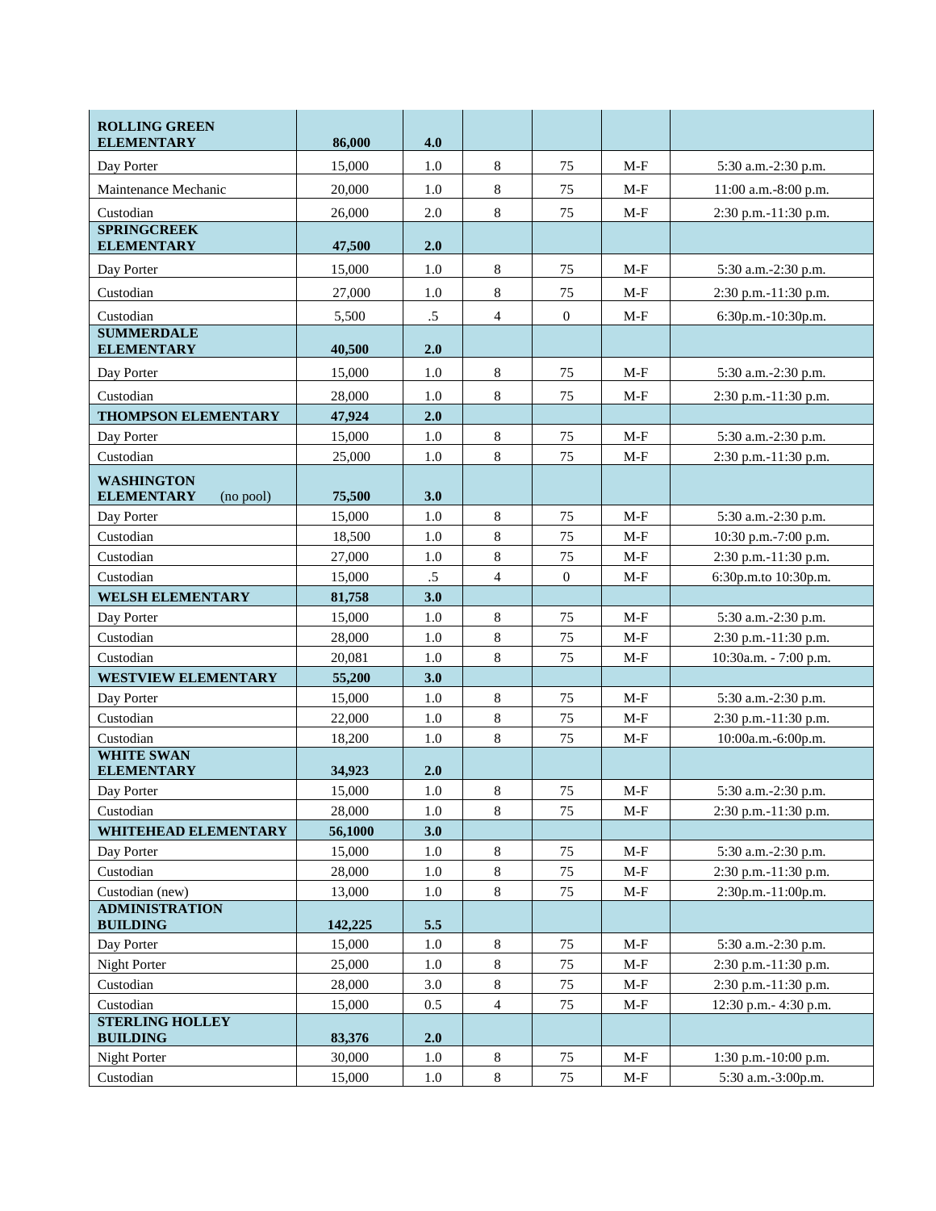| **ROLLING GREEN ELEMENTARY** | **86,000** | **4.0** | | | | |
|---|---|---|---|---|---|---|
| Day Porter | 15,000 | 1.0 | 8 | 75 | M-F | 5:30 a.m.-2:30 p.m. |
| Maintenance Mechanic | 20,000 | 1.0 | 8 | 75 | M-F | 11:00 a.m.-8:00 p.m. |
| Custodian | 26,000 | 2.0 | 8 | 75 | M-F | 2:30 p.m.-11:30 p.m. |
| **SPRINGCREEK ELEMENTARY** | **47,500** | **2.0** | | | | |
| Day Porter | 15,000 | 1.0 | 8 | 75 | M-F | 5:30 a.m.-2:30 p.m. |
| Custodian | 27,000 | 1.0 | 8 | 75 | M-F | 2:30 p.m.-11:30 p.m. |
| Custodian | 5,500 | .5 | 4 | 0 | M-F | 6:30p.m.-10:30p.m. |
| **SUMMERDALE ELEMENTARY** | **40,500** | **2.0** | | | | |
| Day Porter | 15,000 | 1.0 | 8 | 75 | M-F | 5:30 a.m.-2:30 p.m. |
| Custodian | 28,000 | 1.0 | 8 | 75 | M-F | 2:30 p.m.-11:30 p.m. |
| **THOMPSON ELEMENTARY** | **47,924** | **2.0** | | | | |
| Day Porter | 15,000 | 1.0 | 8 | 75 | M-F | 5:30 a.m.-2:30 p.m. |
| Custodian | 25,000 | 1.0 | 8 | 75 | M-F | 2:30 p.m.-11:30 p.m. |
| **WASHINGTON ELEMENTARY** (no pool) | **75,500** | **3.0** | | | | |
| Day Porter | 15,000 | 1.0 | 8 | 75 | M-F | 5:30 a.m.-2:30 p.m. |
| Custodian | 18,500 | 1.0 | 8 | 75 | M-F | 10:30 p.m.-7:00 p.m. |
| Custodian | 27,000 | 1.0 | 8 | 75 | M-F | 2:30 p.m.-11:30 p.m. |
| Custodian | 15,000 | .5 | 4 | 0 | M-F | 6:30p.m.to 10:30p.m. |
| **WELSH ELEMENTARY** | **81,758** | **3.0** | | | | |
| Day Porter | 15,000 | 1.0 | 8 | 75 | M-F | 5:30 a.m.-2:30 p.m. |
| Custodian | 28,000 | 1.0 | 8 | 75 | M-F | 2:30 p.m.-11:30 p.m. |
| Custodian | 20,081 | 1.0 | 8 | 75 | M-F | 10:30a.m. - 7:00 p.m. |
| **WESTVIEW ELEMENTARY** | **55,200** | **3.0** | | | | |
| Day Porter | 15,000 | 1.0 | 8 | 75 | M-F | 5:30 a.m.-2:30 p.m. |
| Custodian | 22,000 | 1.0 | 8 | 75 | M-F | 2:30 p.m.-11:30 p.m. |
| Custodian | 18,200 | 1.0 | 8 | 75 | M-F | 10:00a.m.-6:00p.m. |
| **WHITE SWAN ELEMENTARY** | **34,923** | **2.0** | | | | |
| Day Porter | 15,000 | 1.0 | 8 | 75 | M-F | 5:30 a.m.-2:30 p.m. |
| Custodian | 28,000 | 1.0 | 8 | 75 | M-F | 2:30 p.m.-11:30 p.m. |
| **WHITEHEAD ELEMENTARY** | **56,1000** | **3.0** | | | | |
| Day Porter | 15,000 | 1.0 | 8 | 75 | M-F | 5:30 a.m.-2:30 p.m. |
| Custodian | 28,000 | 1.0 | 8 | 75 | M-F | 2:30 p.m.-11:30 p.m. |
| Custodian (new) | 13,000 | 1.0 | 8 | 75 | M-F | 2:30p.m.-11:00p.m. |
| **ADMINISTRATION BUILDING** | **142,225** | **5.5** | | | | |
| Day Porter | 15,000 | 1.0 | 8 | 75 | M-F | 5:30 a.m.-2:30 p.m. |
| Night Porter | 25,000 | 1.0 | 8 | 75 | M-F | 2:30 p.m.-11:30 p.m. |
| Custodian | 28,000 | 3.0 | 8 | 75 | M-F | 2:30 p.m.-11:30 p.m. |
| Custodian | 15,000 | 0.5 | 4 | 75 | M-F | 12:30 p.m.- 4:30 p.m. |
| **STERLING HOLLEY BUILDING** | **83,376** | **2.0** | | | | |
| Night Porter | 30,000 | 1.0 | 8 | 75 | M-F | 1:30 p.m.-10:00 p.m. |
| Custodian | 15,000 | 1.0 | 8 | 75 | M-F | 5:30 a.m.-3:00p.m. |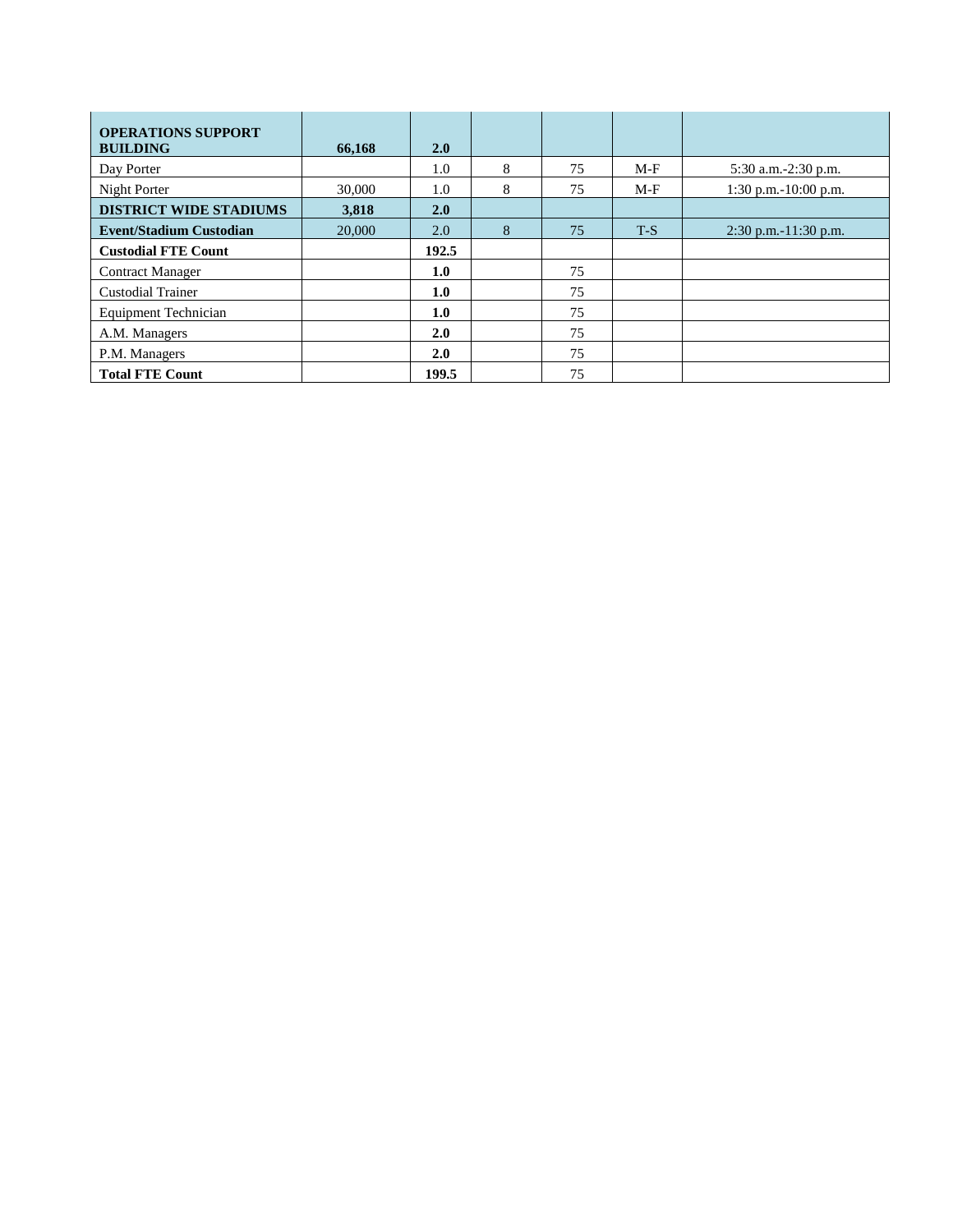| | | | | | | |
|---|---|---|---|---|---|---|
| **OPERATIONS SUPPORT BUILDING** | **66,168** | **2.0** | | | | |
| Day Porter | | 1.0 | 8 | 75 | M-F | 5:30 a.m.-2:30 p.m. |
| Night Porter | 30,000 | 1.0 | 8 | 75 | M-F | 1:30 p.m.-10:00 p.m. |
| **DISTRICT WIDE STADIUMS** | **3,818** | **2.0** | | | | |
| **Event/Stadium Custodian** | 20,000 | 2.0 | 8 | 75 | T-S | 2:30 p.m.-11:30 p.m. |
| **Custodial FTE Count** | | **192.5** | | | | |
| Contract Manager | | **1.0** | | 75 | | |
| Custodial Trainer | | **1.0** | | 75 | | |
| Equipment Technician | | **1.0** | | 75 | | |
| A.M. Managers | | **2.0** | | 75 | | |
| P.M. Managers | | **2.0** | | 75 | | |
| **Total FTE Count** | | **199.5** | | 75 | | |